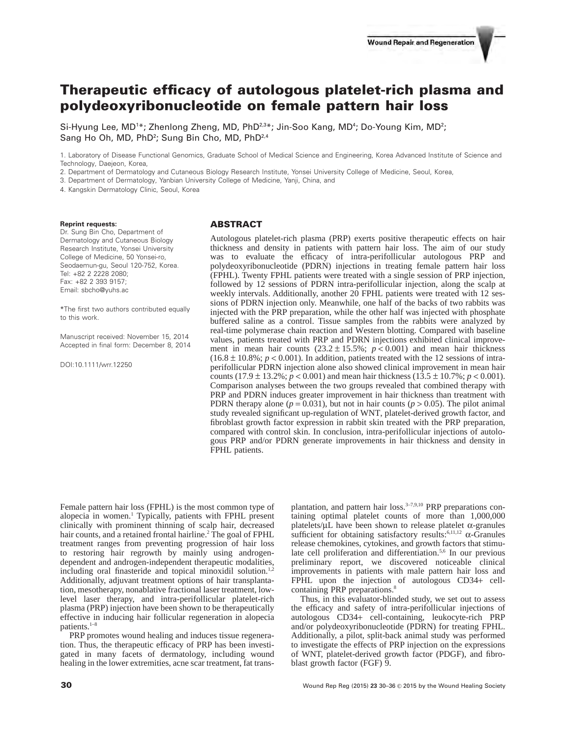# Therapeutic efficacy of autologous platelet-rich plasma and polydeoxyribonucleotide on female pattern hair loss

Si-Hyung Lee, MD[1]*; Zhenlong Zheng, MD, PhD[2,3]*; Jin-Soo Kang, MD[4]; Do-Young Kim, MD[2]; Sang Ho Oh, MD, PhD[2]; Sung Bin Cho, MD, PhD[2,4]

1. Laboratory of Disease Functional Genomics, Graduate School of Medical Science and Engineering, Korea Advanced Institute of Science and Technology, Daejeon, Korea,
2. Department of Dermatology and Cutaneous Biology Research Institute, Yonsei University College of Medicine, Seoul, Korea,
3. Department of Dermatology, Yanbian University College of Medicine, Yanji, China, and
4. Kangskin Dermatology Clinic, Seoul, Korea

**Reprint requests:**
Dr. Sung Bin Cho, Department of Dermatology and Cutaneous Biology Research Institute, Yonsei University College of Medicine, 50 Yonsei-ro, Seodaemun-gu, Seoul 120-752, Korea.
Tel: +82 2 2228 2080;
Fax: +82 2 393 9157;
Email: sbcho@yuhs.ac

*The first two authors contributed equally to this work.

Manuscript received: November 15, 2014
Accepted in final form: December 8, 2014

DOI:10.1111/wrr.12250

## ABSTRACT

Autologous platelet-rich plasma (PRP) exerts positive therapeutic effects on hair thickness and density in patients with pattern hair loss. The aim of our study was to evaluate the efficacy of intra-perifollicular autologous PRP and polydeoxyribonucleotide (PDRN) injections in treating female pattern hair loss (FPHL). Twenty FPHL patients were treated with a single session of PRP injection, followed by 12 sessions of PDRN intra-perifollicular injection, along the scalp at weekly intervals. Additionally, another 20 FPHL patients were treated with 12 sessions of PDRN injection only. Meanwhile, one half of the backs of two rabbits was injected with the PRP preparation, while the other half was injected with phosphate buffered saline as a control. Tissue samples from the rabbits were analyzed by real-time polymerase chain reaction and Western blotting. Compared with baseline values, patients treated with PRP and PDRN injections exhibited clinical improvement in mean hair counts ($23.2 \pm 15.5\%$; $p < 0.001$) and mean hair thickness ($16.8 \pm 10.8\%$; $p < 0.001$). In addition, patients treated with the 12 sessions of intra-perifollicular PDRN injection alone also showed clinical improvement in mean hair counts ($17.9 \pm 13.2\%$; $p < 0.001$) and mean hair thickness ($13.5 \pm 10.7\%$; $p < 0.001$). Comparison analyses between the two groups revealed that combined therapy with PRP and PDRN induces greater improvement in hair thickness than treatment with PDRN therapy alone ($p = 0.031$), but not in hair counts ($p > 0.05$). The pilot animal study revealed significant up-regulation of WNT, platelet-derived growth factor, and fibroblast growth factor expression in rabbit skin treated with the PRP preparation, compared with control skin. In conclusion, intra-perifollicular injections of autologous PRP and/or PDRN generate improvements in hair thickness and density in FPHL patients.

Female pattern hair loss (FPHL) is the most common type of alopecia in women.[1] Typically, patients with FPHL present clinically with prominent thinning of scalp hair, decreased hair counts, and a retained frontal hairline.[2] The goal of FPHL treatment ranges from preventing progression of hair loss to restoring hair regrowth by mainly using androgen-dependent and androgen-independent therapeutic modalities, including oral finasteride and topical minoxidil solution.[1,2] Additionally, adjuvant treatment options of hair transplantation, mesotherapy, nonablative fractional laser treatment, low-level laser therapy, and intra-perifollicular platelet-rich plasma (PRP) injection have been shown to be therapeutically effective in inducing hair follicular regeneration in alopecia patients.[1–8]

PRP promotes wound healing and induces tissue regeneration. Thus, the therapeutic efficacy of PRP has been investigated in many facets of dermatology, including wound healing in the lower extremities, acne scar treatment, fat transplantation, and pattern hair loss.[3–7,9,10] PRP preparations containing optimal platelet counts of more than 1,000,000 platelets/μL have been shown to release platelet α-granules sufficient for obtaining satisfactory results:[6,11,12] α-Granules release chemokines, cytokines, and growth factors that stimulate cell proliferation and differentiation.[5,6] In our previous preliminary report, we discovered noticeable clinical improvements in patients with male pattern hair loss and FPHL upon the injection of autologous CD34+ cell-containing PRP preparations.[8]

Thus, in this evaluator-blinded study, we set out to assess the efficacy and safety of intra-perifollicular injections of autologous CD34+ cell-containing, leukocyte-rich PRP and/or polydeoxyribonucleotide (PDRN) for treating FPHL. Additionally, a pilot, split-back animal study was performed to investigate the effects of PRP injection on the expressions of WNT, platelet-derived growth factor (PDGF), and fibroblast growth factor (FGF) 9.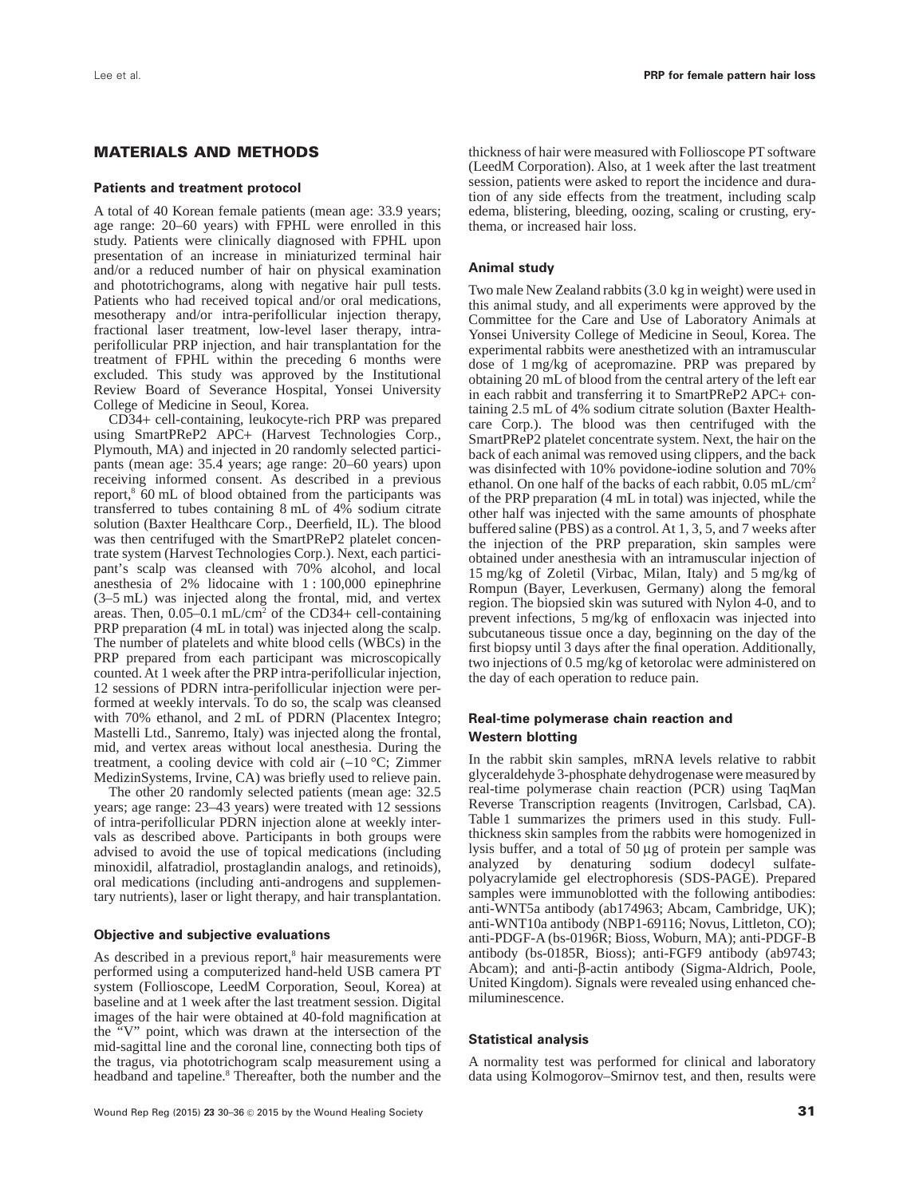## MATERIALS AND METHODS

### Patients and treatment protocol

A total of 40 Korean female patients (mean age: 33.9 years; age range: 20–60 years) with FPHL were enrolled in this study. Patients were clinically diagnosed with FPHL upon presentation of an increase in miniaturized terminal hair and/or a reduced number of hair on physical examination and phototrichograms, along with negative hair pull tests. Patients who had received topical and/or oral medications, mesotherapy and/or intra-perifollicular injection therapy, fractional laser treatment, low-level laser therapy, intra-perifollicular PRP injection, and hair transplantation for the treatment of FPHL within the preceding 6 months were excluded. This study was approved by the Institutional Review Board of Severance Hospital, Yonsei University College of Medicine in Seoul, Korea.

CD34+ cell-containing, leukocyte-rich PRP was prepared using SmartPReP2 APC+ (Harvest Technologies Corp., Plymouth, MA) and injected in 20 randomly selected participants (mean age: 35.4 years; age range: 20–60 years) upon receiving informed consent. As described in a previous report,[8] 60 mL of blood obtained from the participants was transferred to tubes containing 8 mL of 4% sodium citrate solution (Baxter Healthcare Corp., Deerfield, IL). The blood was then centrifuged with the SmartPReP2 platelet concentrate system (Harvest Technologies Corp.). Next, each participant's scalp was cleansed with 70% alcohol, and local anesthesia of 2% lidocaine with 1 : 100,000 epinephrine (3–5 mL) was injected along the frontal, mid, and vertex areas. Then, 0.05–0.1 mL/cm$^2$ of the CD34+ cell-containing PRP preparation (4 mL in total) was injected along the scalp. The number of platelets and white blood cells (WBCs) in the PRP prepared from each participant was microscopically counted. At 1 week after the PRP intra-perifollicular injection, 12 sessions of PDRN intra-perifollicular injection were performed at weekly intervals. To do so, the scalp was cleansed with 70% ethanol, and 2 mL of PDRN (Placentex Integro; Mastelli Ltd., Sanremo, Italy) was injected along the frontal, mid, and vertex areas without local anesthesia. During the treatment, a cooling device with cold air (–10 °C; Zimmer MedizinSystems, Irvine, CA) was briefly used to relieve pain.

The other 20 randomly selected patients (mean age: 32.5 years; age range: 23–43 years) were treated with 12 sessions of intra-perifollicular PDRN injection alone at weekly intervals as described above. Participants in both groups were advised to avoid the use of topical medications (including minoxidil, alfatradiol, prostaglandin analogs, and retinoids), oral medications (including anti-androgens and supplementary nutrients), laser or light therapy, and hair transplantation.

### Objective and subjective evaluations

As described in a previous report,[8] hair measurements were performed using a computerized hand-held USB camera PT system (Follioscope, LeedM Corporation, Seoul, Korea) at baseline and at 1 week after the last treatment session. Digital images of the hair were obtained at 40-fold magnification at the "V" point, which was drawn at the intersection of the mid-sagittal line and the coronal line, connecting both tips of the tragus, via phototrichogram scalp measurement using a headband and tapeline.[8] Thereafter, both the number and the thickness of hair were measured with Follioscope PT software (LeedM Corporation). Also, at 1 week after the last treatment session, patients were asked to report the incidence and duration of any side effects from the treatment, including scalp edema, blistering, bleeding, oozing, scaling or crusting, erythema, or increased hair loss.

### Animal study

Two male New Zealand rabbits (3.0 kg in weight) were used in this animal study, and all experiments were approved by the Committee for the Care and Use of Laboratory Animals at Yonsei University College of Medicine in Seoul, Korea. The experimental rabbits were anesthetized with an intramuscular dose of 1 mg/kg of acepromazine. PRP was prepared by obtaining 20 mL of blood from the central artery of the left ear in each rabbit and transferring it to SmartPReP2 APC+ containing 2.5 mL of 4% sodium citrate solution (Baxter Healthcare Corp.). The blood was then centrifuged with the SmartPReP2 platelet concentrate system. Next, the hair on the back of each animal was removed using clippers, and the back was disinfected with 10% povidone-iodine solution and 70% ethanol. On one half of the backs of each rabbit, 0.05 mL/cm$^2$ of the PRP preparation (4 mL in total) was injected, while the other half was injected with the same amounts of phosphate buffered saline (PBS) as a control. At 1, 3, 5, and 7 weeks after the injection of the PRP preparation, skin samples were obtained under anesthesia with an intramuscular injection of 15 mg/kg of Zoletil (Virbac, Milan, Italy) and 5 mg/kg of Rompun (Bayer, Leverkusen, Germany) along the femoral region. The biopsied skin was sutured with Nylon 4-0, and to prevent infections, 5 mg/kg of enfloxacin was injected into subcutaneous tissue once a day, beginning on the day of the first biopsy until 3 days after the final operation. Additionally, two injections of 0.5 mg/kg of ketorolac were administered on the day of each operation to reduce pain.

### Real-time polymerase chain reaction and Western blotting

In the rabbit skin samples, mRNA levels relative to rabbit glyceraldehyde 3-phosphate dehydrogenase were measured by real-time polymerase chain reaction (PCR) using TaqMan Reverse Transcription reagents (Invitrogen, Carlsbad, CA). Table 1 summarizes the primers used in this study. Full-thickness skin samples from the rabbits were homogenized in lysis buffer, and a total of 50 μg of protein per sample was analyzed by denaturing sodium dodecyl sulfate-polyacrylamide gel electrophoresis (SDS-PAGE). Prepared samples were immunoblotted with the following antibodies: anti-WNT5a antibody (ab174963; Abcam, Cambridge, UK); anti-WNT10a antibody (NBP1-69116; Novus, Littleton, CO); anti-PDGF-A (bs-0196R; Bioss, Woburn, MA); anti-PDGF-B antibody (bs-0185R, Bioss); anti-FGF9 antibody (ab9743; Abcam); and anti-β-actin antibody (Sigma-Aldrich, Poole, United Kingdom). Signals were revealed using enhanced chemiluminescence.

### Statistical analysis

A normality test was performed for clinical and laboratory data using Kolmogorov–Smirnov test, and then, results were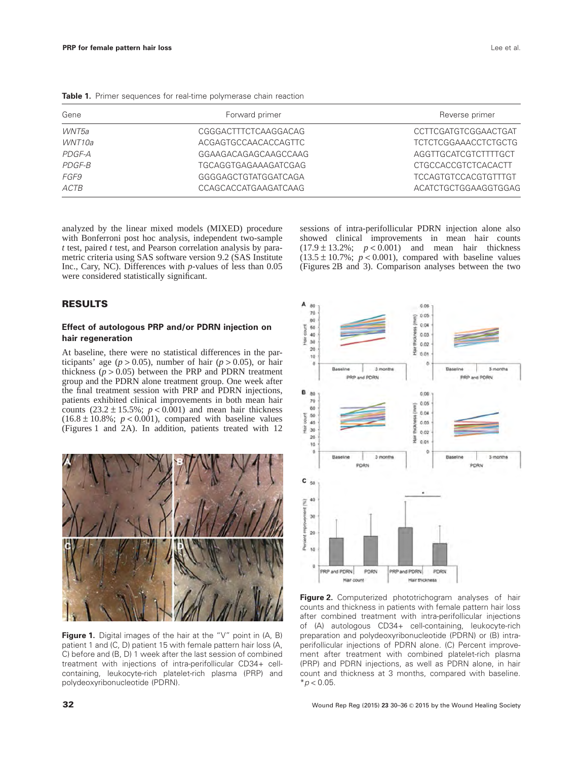**Table 1.** Primer sequences for real-time polymerase chain reaction

| Gene | Forward primer | Reverse primer |
|---|---|---|
| *WNT5a* | CGGGACTTTCTCAAGGACAG | CCTTCGATGTCGGAACTGAT |
| *WNT10a* | ACGAGTGCCAACACCAGTTC | TCTCTCGGAAACCTCTGCTG |
| *PDGF-A* | GGAAGACAGAGCAAGCCAAG | AGGTTGCATCGTCTTTTGCT |
| *PDGF-B* | TGCAGGTGAGAAAGATCGAG | CTGCCACCGTCTCACACTT |
| *FGF9* | GGGGAGCTGTATGGATCAGA | TCCAGTGTCCACGTGTTTGT |
| *ACTB* | CCAGCACCATGAAGATCAAG | ACATCTGCTGGAAGGTGGAG |

analyzed by the linear mixed models (MIXED) procedure with Bonferroni post hoc analysis, independent two-sample *t* test, paired *t* test, and Pearson correlation analysis by parametric criteria using SAS software version 9.2 (SAS Institute Inc., Cary, NC). Differences with *p*-values of less than 0.05 were considered statistically significant.

## RESULTS

### Effect of autologous PRP and/or PDRN injection on hair regeneration

At baseline, there were no statistical differences in the participants' age ($p > 0.05$), number of hair ($p > 0.05$), or hair thickness ($p > 0.05$) between the PRP and PDRN treatment group and the PDRN alone treatment group. One week after the final treatment session with PRP and PDRN injections, patients exhibited clinical improvements in both mean hair counts ($23.2 \pm 15.5\%$; $p < 0.001$) and mean hair thickness ($16.8 \pm 10.8\%$; $p < 0.001$), compared with baseline values (Figures 1 and 2A). In addition, patients treated with 12 sessions of intra-perifollicular PDRN injection alone also showed clinical improvements in mean hair counts ($17.9 \pm 13.2\%$; $p < 0.001$) and mean hair thickness ($13.5 \pm 10.7\%$; $p < 0.001$), compared with baseline values (Figures 2B and 3). Comparison analyses between the two

**Figure 1.** Digital images of the hair at the "V" point in (A, B) patient 1 and (C, D) patient 15 with female pattern hair loss (A, C) before and (B, D) 1 week after the last session of combined treatment with injections of intra-perifollicular CD34+ cell-containing, leukocyte-rich platelet-rich plasma (PRP) and polydeoxyribonucleotide (PDRN).

**Figure 2.** Computerized phototrichogram analyses of hair counts and thickness in patients with female pattern hair loss after combined treatment with intra-perifollicular injections of (A) autologous CD34+ cell-containing, leukocyte-rich preparation and polydeoxyribonucleotide (PDRN) or (B) intra-perifollicular injections of PDRN alone. (C) Percent improvement after treatment with combined platelet-rich plasma (PRP) and PDRN injections, as well as PDRN alone, in hair count and thickness at 3 months, compared with baseline. *$p < 0.05$.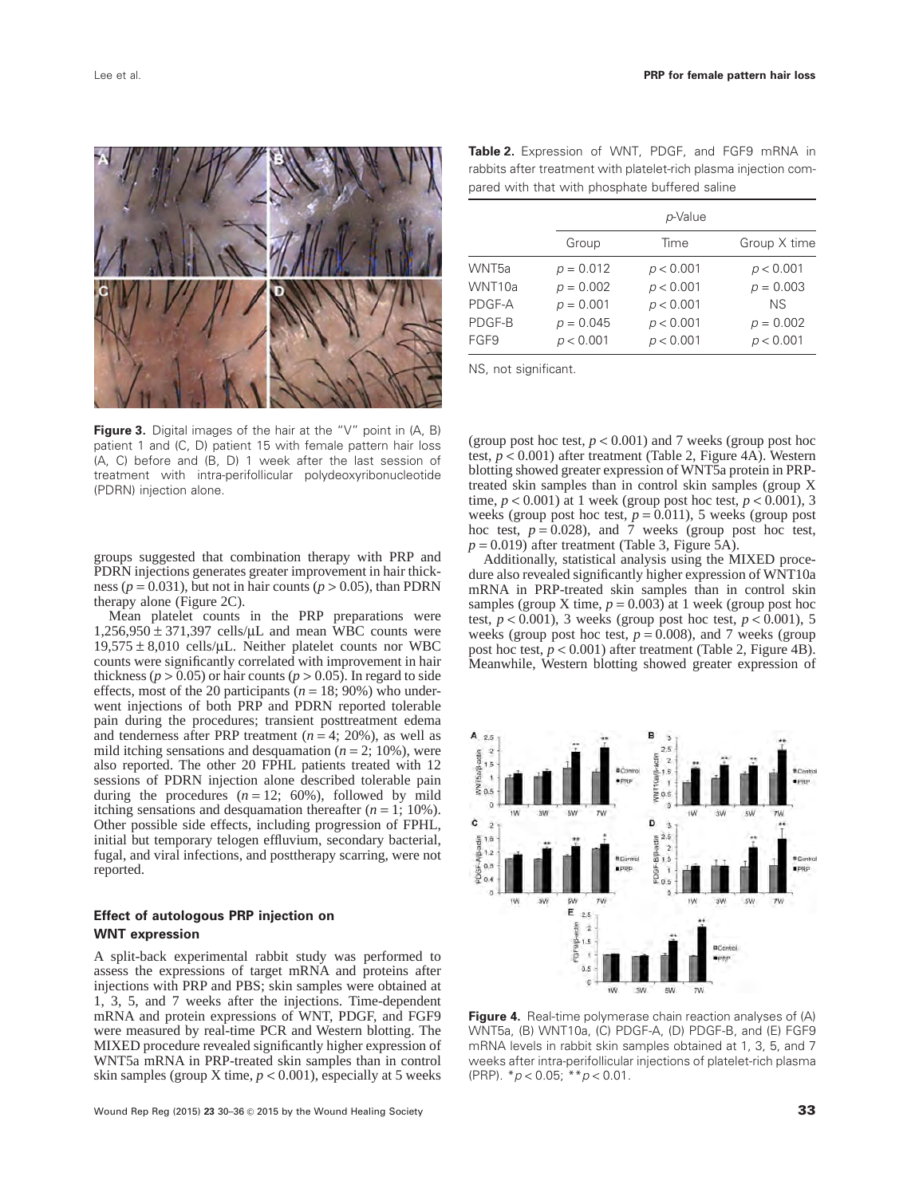Figure 3. Digital images of the hair at the "V" point in (A, B) patient 1 and (C, D) patient 15 with female pattern hair loss (A, C) before and (B, D) 1 week after the last session of treatment with intra-perifollicular polydeoxyribonucleotide (PDRN) injection alone.

groups suggested that combination therapy with PRP and PDRN injections generates greater improvement in hair thickness ($p = 0.031$), but not in hair counts ($p > 0.05$), than PDRN therapy alone (Figure 2C).

Mean platelet counts in the PRP preparations were $1,256,950 \pm 371,397$ cells/μL and mean WBC counts were $19,575 \pm 8,010$ cells/μL. Neither platelet counts nor WBC counts were significantly correlated with improvement in hair thickness ($p > 0.05$) or hair counts ($p > 0.05$). In regard to side effects, most of the 20 participants ($n = 18$; 90%) who underwent injections of both PRP and PDRN reported tolerable pain during the procedures; transient posttreatment edema and tenderness after PRP treatment ($n = 4$; 20%), as well as mild itching sensations and desquamation ($n = 2$; 10%), were also reported. The other 20 FPHL patients treated with 12 sessions of PDRN injection alone described tolerable pain during the procedures ($n = 12$; 60%), followed by mild itching sensations and desquamation thereafter ($n = 1$; 10%). Other possible side effects, including progression of FPHL, initial but temporary telogen effluvium, secondary bacterial, fugal, and viral infections, and posttherapy scarring, were not reported.

### Effect of autologous PRP injection on WNT expression

A split-back experimental rabbit study was performed to assess the expressions of target mRNA and proteins after injections with PRP and PBS; skin samples were obtained at 1, 3, 5, and 7 weeks after the injections. Time-dependent mRNA and protein expressions of WNT, PDGF, and FGF9 were measured by real-time PCR and Western blotting. The MIXED procedure revealed significantly higher expression of WNT5a mRNA in PRP-treated skin samples than in control skin samples (group X time, $p < 0.001$), especially at 5 weeks

**Table 2.** Expression of WNT, PDGF, and FGF9 mRNA in rabbits after treatment with platelet-rich plasma injection compared with that with phosphate buffered saline

| | *p*-Value | | |
|---|---|---|---|
| | Group | Time | Group X time |
| WNT5a | $p = 0.012$ | $p < 0.001$ | $p < 0.001$ |
| WNT10a | $p = 0.002$ | $p < 0.001$ | $p = 0.003$ |
| PDGF-A | $p = 0.001$ | $p < 0.001$ | NS |
| PDGF-B | $p = 0.045$ | $p < 0.001$ | $p = 0.002$ |
| FGF9 | $p < 0.001$ | $p < 0.001$ | $p < 0.001$ |

NS, not significant.

(group post hoc test, $p < 0.001$) and 7 weeks (group post hoc test, $p < 0.001$) after treatment (Table 2, Figure 4A). Western blotting showed greater expression of WNT5a protein in PRP-treated skin samples than in control skin samples (group X time, $p < 0.001$) at 1 week (group post hoc test, $p < 0.001$), 3 weeks (group post hoc test, $p = 0.011$), 5 weeks (group post hoc test, $p = 0.028$), and 7 weeks (group post hoc test, $p = 0.019$) after treatment (Table 3, Figure 5A).

Additionally, statistical analysis using the MIXED procedure also revealed significantly higher expression of WNT10a mRNA in PRP-treated skin samples than in control skin samples (group X time, $p = 0.003$) at 1 week (group post hoc test, $p < 0.001$), 3 weeks (group post hoc test, $p < 0.001$), 5 weeks (group post hoc test, $p = 0.008$), and 7 weeks (group post hoc test, $p < 0.001$) after treatment (Table 2, Figure 4B). Meanwhile, Western blotting showed greater expression of

Figure 4. Real-time polymerase chain reaction analyses of (A) WNT5a, (B) WNT10a, (C) PDGF-A, (D) PDGF-B, and (E) FGF9 mRNA levels in rabbit skin samples obtained at 1, 3, 5, and 7 weeks after intra-perifollicular injections of platelet-rich plasma (PRP). $*p < 0.05$; $**p < 0.01$.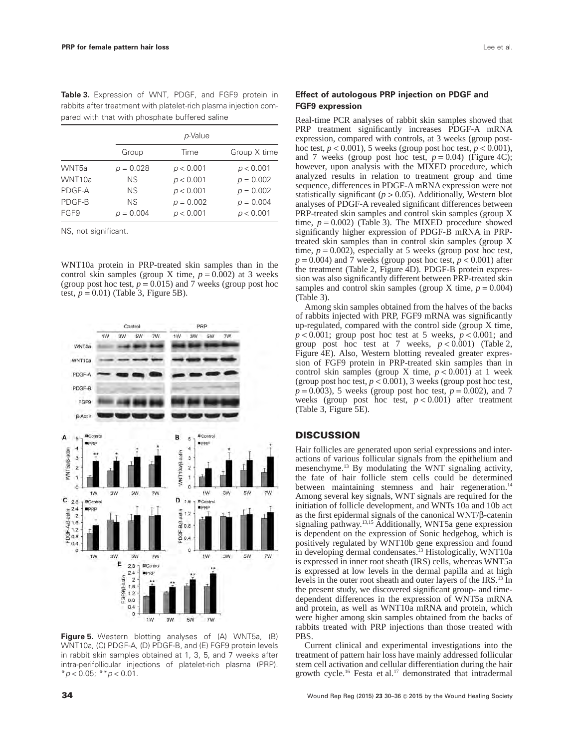**Table 3.** Expression of WNT, PDGF, and FGF9 protein in rabbits after treatment with platelet-rich plasma injection compared with that with phosphate buffered saline

| | $p$-Value | | |
|---|---|---|---|
| | Group | Time | Group X time |
| WNT5a | $p = 0.028$ | $p < 0.001$ | $p < 0.001$ |
| WNT10a | NS | $p < 0.001$ | $p = 0.002$ |
| PDGF-A | NS | $p < 0.001$ | $p = 0.002$ |
| PDGF-B | NS | $p = 0.002$ | $p = 0.004$ |
| FGF9 | $p = 0.004$ | $p < 0.001$ | $p < 0.001$ |

NS, not significant.

WNT10a protein in PRP-treated skin samples than in the control skin samples (group X time, $p = 0.002$) at 3 weeks (group post hoc test, $p = 0.015$) and 7 weeks (group post hoc test, $p = 0.01$) (Table 3, Figure 5B).

**Figure 5.** Western blotting analyses of (A) WNT5a, (B) WNT10a, (C) PDGF-A, (D) PDGF-B, and (E) FGF9 protein levels in rabbit skin samples obtained at 1, 3, 5, and 7 weeks after intra-perifollicular injections of platelet-rich plasma (PRP). $*p < 0.05$; $**p < 0.01$.

### Effect of autologous PRP injection on PDGF and FGF9 expression

Real-time PCR analyses of rabbit skin samples showed that PRP treatment significantly increases PDGF-A mRNA expression, compared with controls, at 3 weeks (group post-hoc test, $p < 0.001$), 5 weeks (group post hoc test, $p < 0.001$), and 7 weeks (group post hoc test, $p = 0.04$) (Figure 4C); however, upon analysis with the MIXED procedure, which analyzed results in relation to treatment group and time sequence, differences in PDGF-A mRNA expression were not statistically significant ($p > 0.05$). Additionally, Western blot analyses of PDGF-A revealed significant differences between PRP-treated skin samples and control skin samples (group X time, $p = 0.002$) (Table 3). The MIXED procedure showed significantly higher expression of PDGF-B mRNA in PRP-treated skin samples than in control skin samples (group X time, $p = 0.002$), especially at 5 weeks (group post hoc test, $p = 0.004$) and 7 weeks (group post hoc test, $p < 0.001$) after the treatment (Table 2, Figure 4D). PDGF-B protein expression was also significantly different between PRP-treated skin samples and control skin samples (group X time, $p = 0.004$) (Table 3).

Among skin samples obtained from the halves of the backs of rabbits injected with PRP, FGF9 mRNA was significantly up-regulated, compared with the control side (group X time, $p < 0.001$; group post hoc test at 5 weeks, $p < 0.001$; and group post hoc test at 7 weeks, $p < 0.001$) (Table 2, Figure 4E). Also, Western blotting revealed greater expression of FGF9 protein in PRP-treated skin samples than in control skin samples (group X time, $p < 0.001$) at 1 week (group post hoc test, $p < 0.001$), 3 weeks (group post hoc test, $p = 0.003$), 5 weeks (group post hoc test, $p = 0.002$), and 7 weeks (group post hoc test, $p < 0.001$) after treatment (Table 3, Figure 5E).

## DISCUSSION

Hair follicles are generated upon serial expressions and interactions of various follicular signals from the epithelium and mesenchyme.[13] By modulating the WNT signaling activity, the fate of hair follicle stem cells could be determined between maintaining stemness and hair regeneration.[14] Among several key signals, WNT signals are required for the initiation of follicle development, and WNTs 10a and 10b act as the first epidermal signals of the canonical WNT/β-catenin signaling pathway.[13,15] Additionally, WNT5a gene expression is dependent on the expression of Sonic hedgehog, which is positively regulated by WNT10b gene expression and found in developing dermal condensates.[13] Histologically, WNT10a is expressed in inner root sheath (IRS) cells, whereas WNT5a is expressed at low levels in the dermal papilla and at high levels in the outer root sheath and outer layers of the IRS.[13] In the present study, we discovered significant group- and time-dependent differences in the expression of WNT5a mRNA and protein, as well as WNT10a mRNA and protein, which were higher among skin samples obtained from the backs of rabbits treated with PRP injections than those treated with PBS.

Current clinical and experimental investigations into the treatment of pattern hair loss have mainly addressed follicular stem cell activation and cellular differentiation during the hair growth cycle.[16] Festa et al.[17] demonstrated that intradermal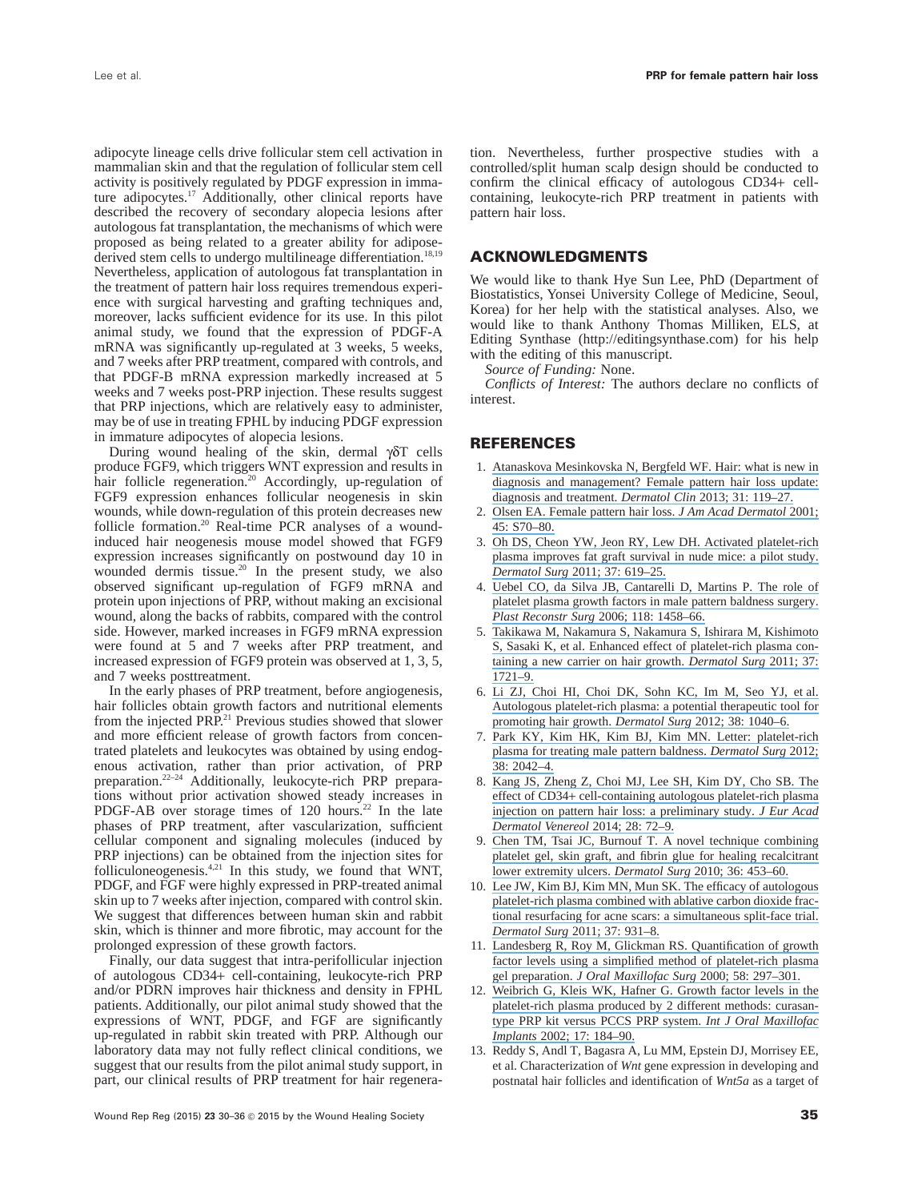adipocyte lineage cells drive follicular stem cell activation in mammalian skin and that the regulation of follicular stem cell activity is positively regulated by PDGF expression in immature adipocytes.[17] Additionally, other clinical reports have described the recovery of secondary alopecia lesions after autologous fat transplantation, the mechanisms of which were proposed as being related to a greater ability for adipose-derived stem cells to undergo multilineage differentiation.[18,19] Nevertheless, application of autologous fat transplantation in the treatment of pattern hair loss requires tremendous experience with surgical harvesting and grafting techniques and, moreover, lacks sufficient evidence for its use. In this pilot animal study, we found that the expression of PDGF-A mRNA was significantly up-regulated at 3 weeks, 5 weeks, and 7 weeks after PRP treatment, compared with controls, and that PDGF-B mRNA expression markedly increased at 5 weeks and 7 weeks post-PRP injection. These results suggest that PRP injections, which are relatively easy to administer, may be of use in treating FPHL by inducing PDGF expression in immature adipocytes of alopecia lesions.

During wound healing of the skin, dermal γδT cells produce FGF9, which triggers WNT expression and results in hair follicle regeneration.[20] Accordingly, up-regulation of FGF9 expression enhances follicular neogenesis in skin wounds, while down-regulation of this protein decreases new follicle formation.[20] Real-time PCR analyses of a wound-induced hair neogenesis mouse model showed that FGF9 expression increases significantly on postwound day 10 in wounded dermis tissue.[20] In the present study, we also observed significant up-regulation of FGF9 mRNA and protein upon injections of PRP, without making an excisional wound, along the backs of rabbits, compared with the control side. However, marked increases in FGF9 mRNA expression were found at 5 and 7 weeks after PRP treatment, and increased expression of FGF9 protein was observed at 1, 3, 5, and 7 weeks posttreatment.

In the early phases of PRP treatment, before angiogenesis, hair follicles obtain growth factors and nutritional elements from the injected PRP.[21] Previous studies showed that slower and more efficient release of growth factors from concentrated platelets and leukocytes was obtained by using endogenous activation, rather than prior activation, of PRP preparation.[22–24] Additionally, leukocyte-rich PRP preparations without prior activation showed steady increases in PDGF-AB over storage times of 120 hours.[22] In the late phases of PRP treatment, after vascularization, sufficient cellular component and signaling molecules (induced by PRP injections) can be obtained from the injection sites for folliculoneogenesis.[4,21] In this study, we found that WNT, PDGF, and FGF were highly expressed in PRP-treated animal skin up to 7 weeks after injection, compared with control skin. We suggest that differences between human skin and rabbit skin, which is thinner and more fibrotic, may account for the prolonged expression of these growth factors.

Finally, our data suggest that intra-perifollicular injection of autologous CD34+ cell-containing, leukocyte-rich PRP and/or PDRN improves hair thickness and density in FPHL patients. Additionally, our pilot animal study showed that the expressions of WNT, PDGF, and FGF are significantly up-regulated in rabbit skin treated with PRP. Although our laboratory data may not fully reflect clinical conditions, we suggest that our results from the pilot animal study support, in part, our clinical results of PRP treatment for hair regeneration. Nevertheless, further prospective studies with a controlled/split human scalp design should be conducted to confirm the clinical efficacy of autologous CD34+ cell-containing, leukocyte-rich PRP treatment in patients with pattern hair loss.

## ACKNOWLEDGMENTS

We would like to thank Hye Sun Lee, PhD (Department of Biostatistics, Yonsei University College of Medicine, Seoul, Korea) for her help with the statistical analyses. Also, we would like to thank Anthony Thomas Milliken, ELS, at Editing Synthase (http://editingsynthase.com) for his help with the editing of this manuscript.

*Source of Funding:* None.

*Conflicts of Interest:* The authors declare no conflicts of interest.

## REFERENCES

1. Atanaskova Mesinkovska N, Bergfeld WF. Hair: what is new in diagnosis and management? Female pattern hair loss update: diagnosis and treatment. *Dermatol Clin* 2013; 31: 119–27.
2. Olsen EA. Female pattern hair loss. *J Am Acad Dermatol* 2001; 45: S70–80.
3. Oh DS, Cheon YW, Jeon RY, Lew DH. Activated platelet-rich plasma improves fat graft survival in nude mice: a pilot study. *Dermatol Surg* 2011; 37: 619–25.
4. Uebel CO, da Silva JB, Cantarelli D, Martins P. The role of platelet plasma growth factors in male pattern baldness surgery. *Plast Reconstr Surg* 2006; 118: 1458–66.
5. Takikawa M, Nakamura S, Nakamura S, Ishirara M, Kishimoto S, Sasaki K, et al. Enhanced effect of platelet-rich plasma containing a new carrier on hair growth. *Dermatol Surg* 2011; 37: 1721–9.
6. Li ZJ, Choi HI, Choi DK, Sohn KC, Im M, Seo YJ, et al. Autologous platelet-rich plasma: a potential therapeutic tool for promoting hair growth. *Dermatol Surg* 2012; 38: 1040–6.
7. Park KY, Kim HK, Kim BJ, Kim MN. Letter: platelet-rich plasma for treating male pattern baldness. *Dermatol Surg* 2012; 38: 2042–4.
8. Kang JS, Zheng Z, Choi MJ, Lee SH, Kim DY, Cho SB. The effect of CD34+ cell-containing autologous platelet-rich plasma injection on pattern hair loss: a preliminary study. *J Eur Acad Dermatol Venereol* 2014; 28: 72–9.
9. Chen TM, Tsai JC, Burnouf T. A novel technique combining platelet gel, skin graft, and fibrin glue for healing recalcitrant lower extremity ulcers. *Dermatol Surg* 2010; 36: 453–60.
10. Lee JW, Kim BJ, Kim MN, Mun SK. The efficacy of autologous platelet-rich plasma combined with ablative carbon dioxide fractional resurfacing for acne scars: a simultaneous split-face trial. *Dermatol Surg* 2011; 37: 931–8.
11. Landesberg R, Roy M, Glickman RS. Quantification of growth factor levels using a simplified method of platelet-rich plasma gel preparation. *J Oral Maxillofac Surg* 2000; 58: 297–301.
12. Weibrich G, Kleis WK, Hafner G. Growth factor levels in the platelet-rich plasma produced by 2 different methods: curasan-type PRP kit versus PCCS PRP system. *Int J Oral Maxillofac Implants* 2002; 17: 184–90.
13. Reddy S, Andl T, Bagasra A, Lu MM, Epstein DJ, Morrisey EE, et al. Characterization of *Wnt* gene expression in developing and postnatal hair follicles and identification of *Wnt5a* as a target of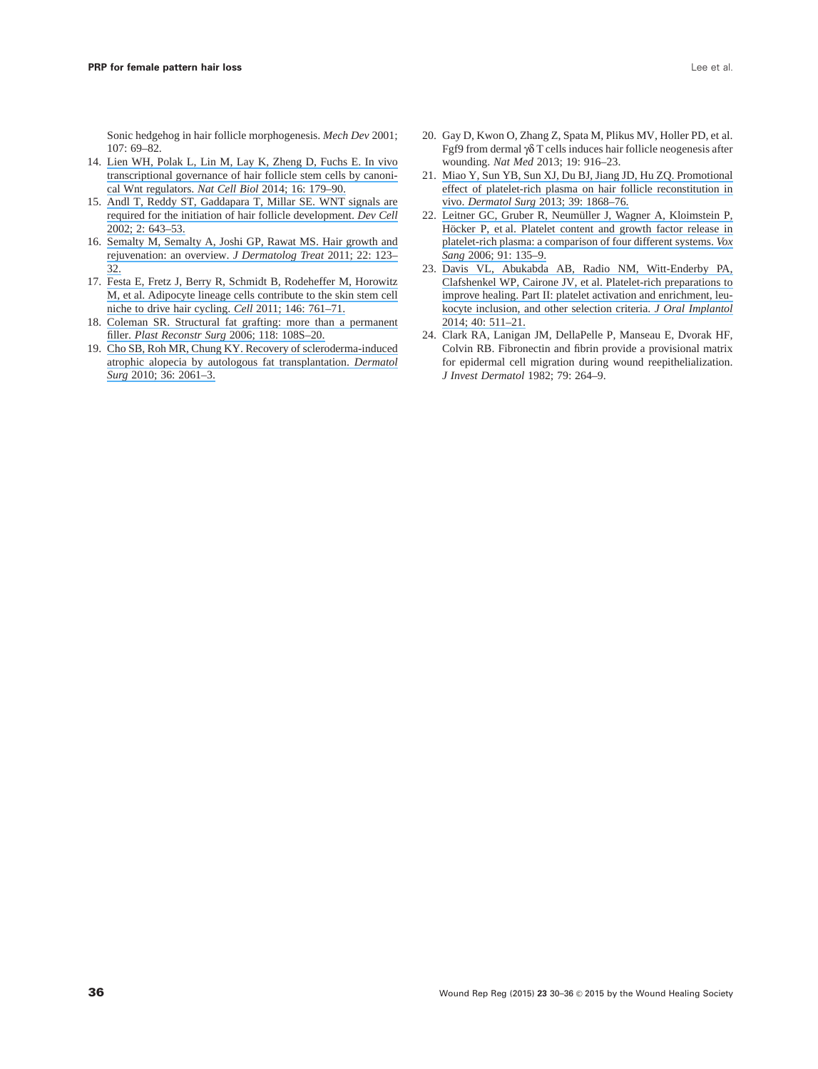Sonic hedgehog in hair follicle morphogenesis. *Mech Dev* 2001; 107: 69–82.

14. Lien WH, Polak L, Lin M, Lay K, Zheng D, Fuchs E. In vivo transcriptional governance of hair follicle stem cells by canonical Wnt regulators. *Nat Cell Biol* 2014; 16: 179–90.
15. Andl T, Reddy ST, Gaddapara T, Millar SE. WNT signals are required for the initiation of hair follicle development. *Dev Cell* 2002; 2: 643–53.
16. Semalty M, Semalty A, Joshi GP, Rawat MS. Hair growth and rejuvenation: an overview. *J Dermatolog Treat* 2011; 22: 123–32.
17. Festa E, Fretz J, Berry R, Schmidt B, Rodeheffer M, Horowitz M, et al. Adipocyte lineage cells contribute to the skin stem cell niche to drive hair cycling. *Cell* 2011; 146: 761–71.
18. Coleman SR. Structural fat grafting: more than a permanent filler. *Plast Reconstr Surg* 2006; 118: 108S–20.
19. Cho SB, Roh MR, Chung KY. Recovery of scleroderma-induced atrophic alopecia by autologous fat transplantation. *Dermatol Surg* 2010; 36: 2061–3.
20. Gay D, Kwon O, Zhang Z, Spata M, Plikus MV, Holler PD, et al. Fgf9 from dermal γδ T cells induces hair follicle neogenesis after wounding. *Nat Med* 2013; 19: 916–23.
21. Miao Y, Sun YB, Sun XJ, Du BJ, Jiang JD, Hu ZQ. Promotional effect of platelet-rich plasma on hair follicle reconstitution in vivo. *Dermatol Surg* 2013; 39: 1868–76.
22. Leitner GC, Gruber R, Neumüller J, Wagner A, Kloimstein P, Höcker P, et al. Platelet content and growth factor release in platelet-rich plasma: a comparison of four different systems. *Vox Sang* 2006; 91: 135–9.
23. Davis VL, Abukabda AB, Radio NM, Witt-Enderby PA, Clafshenkel WP, Cairone JV, et al. Platelet-rich preparations to improve healing. Part II: platelet activation and enrichment, leukocyte inclusion, and other selection criteria. *J Oral Implantol* 2014; 40: 511–21.
24. Clark RA, Lanigan JM, DellaPelle P, Manseau E, Dvorak HF, Colvin RB. Fibronectin and fibrin provide a provisional matrix for epidermal cell migration during wound reepithelialization. *J Invest Dermatol* 1982; 79: 264–9.